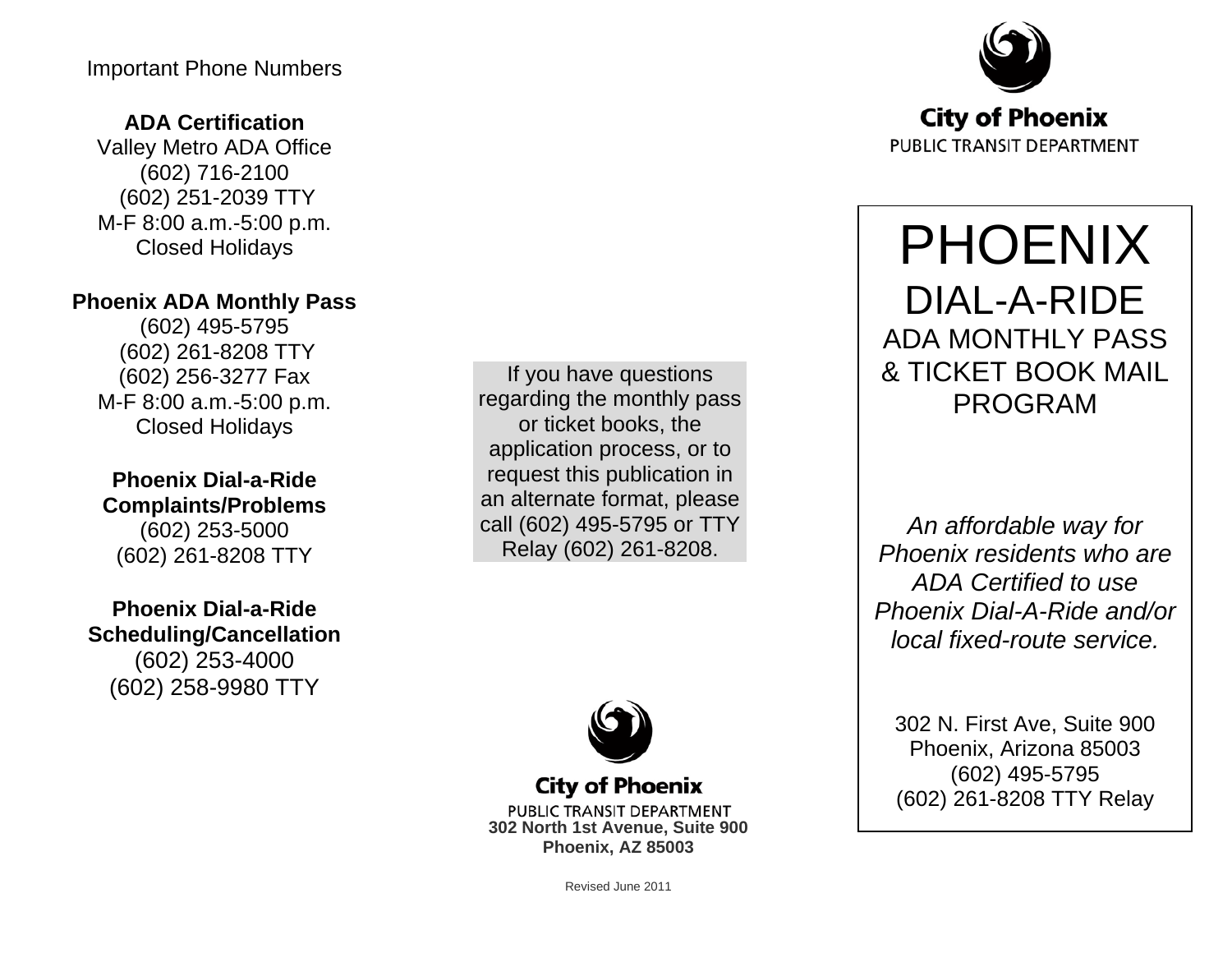Important Phone Numbers

**ADA Certification**
Valley Metro ADA Office
(602) 716-2100
(602) 251-2039 TTY
M-F 8:00 a.m.-5:00 p.m.
Closed Holidays

**Phoenix ADA Monthly Pass**
(602) 495-5795
(602) 261-8208 TTY
(602) 256-3277 Fax
M-F 8:00 a.m.-5:00 p.m.
Closed Holidays

**Phoenix Dial-a-Ride Complaints/Problems**
(602) 253-5000
(602) 261-8208 TTY

**Phoenix Dial-a-Ride Scheduling/Cancellation**
(602) 253-4000
(602) 258-9980 TTY

If you have questions regarding the monthly pass or ticket books, the application process, or to request this publication in an alternate format, please call (602) 495-5795 or TTY Relay (602) 261-8208.

**City of Phoenix**
PUBLIC TRANSIT DEPARTMENT
**302 North 1st Avenue, Suite 900**
**Phoenix, AZ 85003**

Revised June 2011

**City of Phoenix**
PUBLIC TRANSIT DEPARTMENT

# PHOENIX
## DIAL-A-RIDE
### ADA MONTHLY PASS & TICKET BOOK MAIL PROGRAM

*An affordable way for Phoenix residents who are ADA Certified to use Phoenix Dial-A-Ride and/or local fixed-route service.*

302 N. First Ave, Suite 900
Phoenix, Arizona 85003
(602) 495-5795
(602) 261-8208 TTY Relay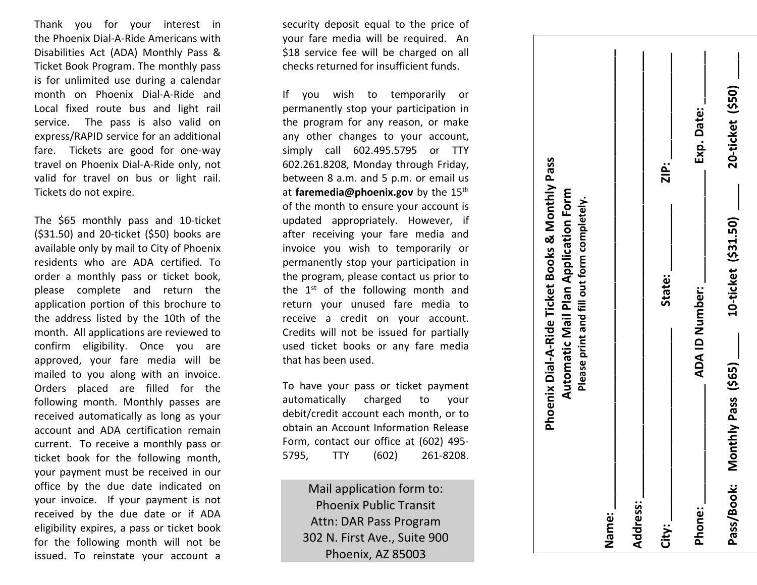Thank you for your interest in the Phoenix Dial-A-Ride Americans with Disabilities Act (ADA) Monthly Pass & Ticket Book Program. The monthly pass is for unlimited use during a calendar month on Phoenix Dial-A-Ride and Local fixed route bus and light rail service. The pass is also valid on express/RAPID service for an additional fare. Tickets are good for one-way travel on Phoenix Dial-A-Ride only, not valid for travel on bus or light rail. Tickets do not expire.

The $65 monthly pass and 10-ticket ($31.50) and 20-ticket ($50) books are available only by mail to City of Phoenix residents who are ADA certified. To order a monthly pass or ticket book, please complete and return the application portion of this brochure to the address listed by the 10th of the month. All applications are reviewed to confirm eligibility. Once you are approved, your fare media will be mailed to you along with an invoice. Orders placed are filled for the following month. Monthly passes are received automatically as long as your account and ADA certification remain current. To receive a monthly pass or ticket book for the following month, your payment must be received in our office by the due date indicated on your invoice. If your payment is not received by the due date or if ADA eligibility expires, a pass or ticket book for the following month will not be issued. To reinstate your account a security deposit equal to the price of your fare media will be required. An $18 service fee will be charged on all checks returned for insufficient funds.

If you wish to temporarily or permanently stop your participation in the program for any reason, or make any other changes to your account, simply call 602.495.5795 or TTY 602.261.8208, Monday through Friday, between 8 a.m. and 5 p.m. or email us at **faremedia@phoenix.gov** by the 15th of the month to ensure your account is updated appropriately. However, if after receiving your fare media and invoice you wish to temporarily or permanently stop your participation in the program, please contact us prior to the 1st of the following month and return your unused fare media to receive a credit on your account. Credits will not be issued for partially used ticket books or any fare media that has been used.

To have your pass or ticket payment automatically charged to your debit/credit account each month, or to obtain an Account Information Release Form, contact our office at (602) 495-5795, TTY (602) 261-8208.

Mail application form to:
Phoenix Public Transit
Attn: DAR Pass Program
302 N. First Ave., Suite 900
Phoenix, AZ 85003

## Phoenix Dial-A-Ride Ticket Books & Monthly Pass
## Automatic Mail Plan Application Form

**Please print and fill out form completely.**

**Name:** ______________________________

**Address:** ______________________________

**City:** ______________ **State:** ________ **ZIP:** ________

**Phone:** ______________ **ADA ID Number:** ______________ **Exp. Date:** ________

**Pass/Book:** **Monthly Pass ($65)** ____ **10-ticket ($31.50)** ____ **20-ticket ($50)** ____